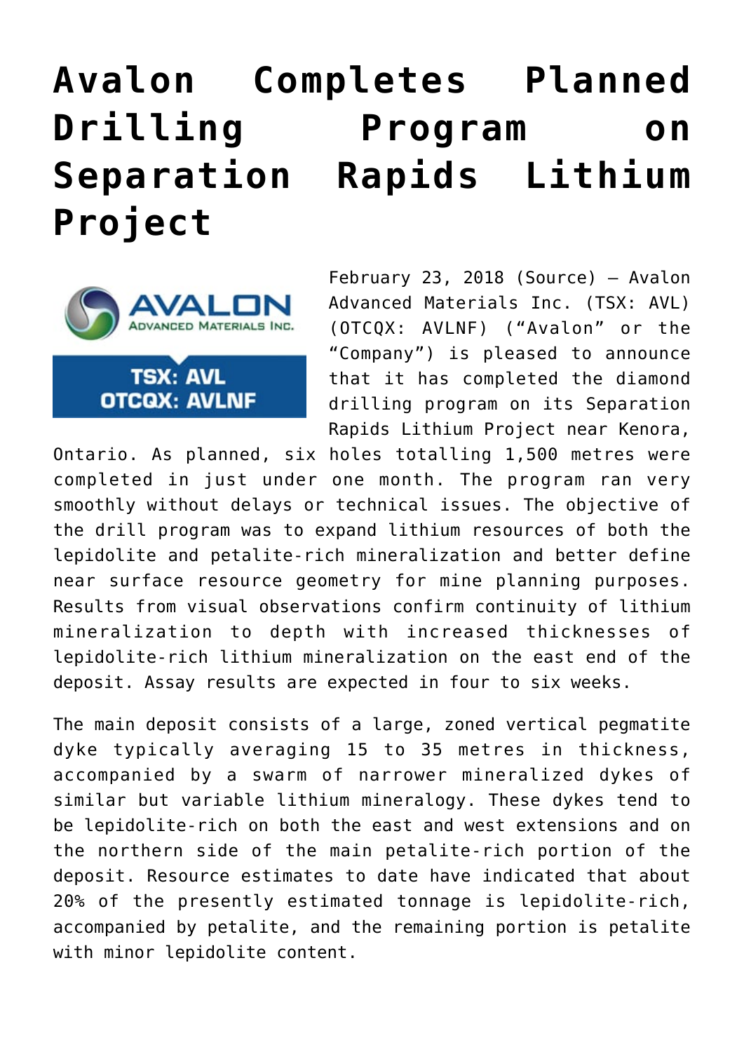# Avalon Completes Planned Drilling Program on Separation Rapids Lithium Project

February 23, 2018 (Source) — Avalon Advanced Materials Inc. (TSX: AVL) (OTCQX: AVLNF) ("Avalon" or the "Company") is pleased to announce that it has completed the diamond drilling program on its Separation Rapids Lithium Project near Kenora, Ontario. As planned, six holes totalling 1,500 metres were completed in just under one month. The program ran very smoothly without delays or technical issues. The objective of the drill program was to expand lithium resources of both the lepidolite and petalite-rich mineralization and better define near surface resource geometry for mine planning purposes. Results from visual observations confirm continuity of lithium mineralization to depth with increased thicknesses of lepidolite-rich lithium mineralization on the east end of the deposit. Assay results are expected in four to six weeks.

The main deposit consists of a large, zoned vertical pegmatite dyke typically averaging 15 to 35 metres in thickness, accompanied by a swarm of narrower mineralized dykes of similar but variable lithium mineralogy. These dykes tend to be lepidolite-rich on both the east and west extensions and on the northern side of the main petalite-rich portion of the deposit. Resource estimates to date have indicated that about 20% of the presently estimated tonnage is lepidolite-rich, accompanied by petalite, and the remaining portion is petalite with minor lepidolite content.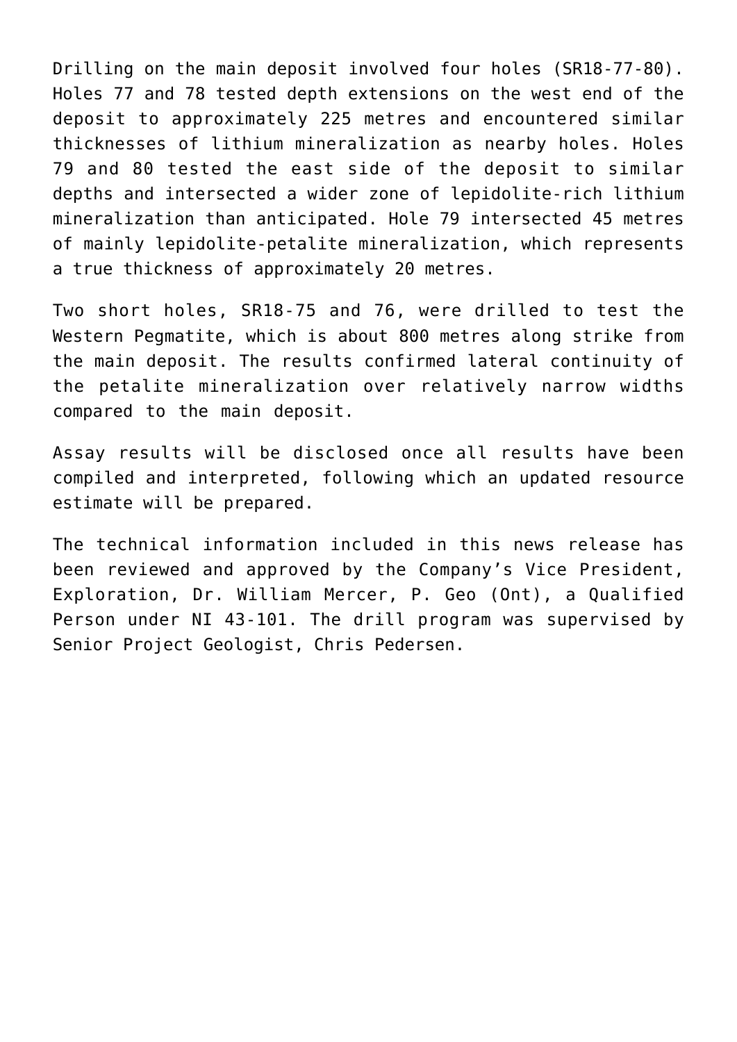Drilling on the main deposit involved four holes (SR18-77-80). Holes 77 and 78 tested depth extensions on the west end of the deposit to approximately 225 metres and encountered similar thicknesses of lithium mineralization as nearby holes. Holes 79 and 80 tested the east side of the deposit to similar depths and intersected a wider zone of lepidolite-rich lithium mineralization than anticipated. Hole 79 intersected 45 metres of mainly lepidolite-petalite mineralization, which represents a true thickness of approximately 20 metres.

Two short holes, SR18-75 and 76, were drilled to test the Western Pegmatite, which is about 800 metres along strike from the main deposit. The results confirmed lateral continuity of the petalite mineralization over relatively narrow widths compared to the main deposit.

Assay results will be disclosed once all results have been compiled and interpreted, following which an updated resource estimate will be prepared.

The technical information included in this news release has been reviewed and approved by the Company's Vice President, Exploration, Dr. William Mercer, P. Geo (Ont), a Qualified Person under NI 43-101. The drill program was supervised by Senior Project Geologist, Chris Pedersen.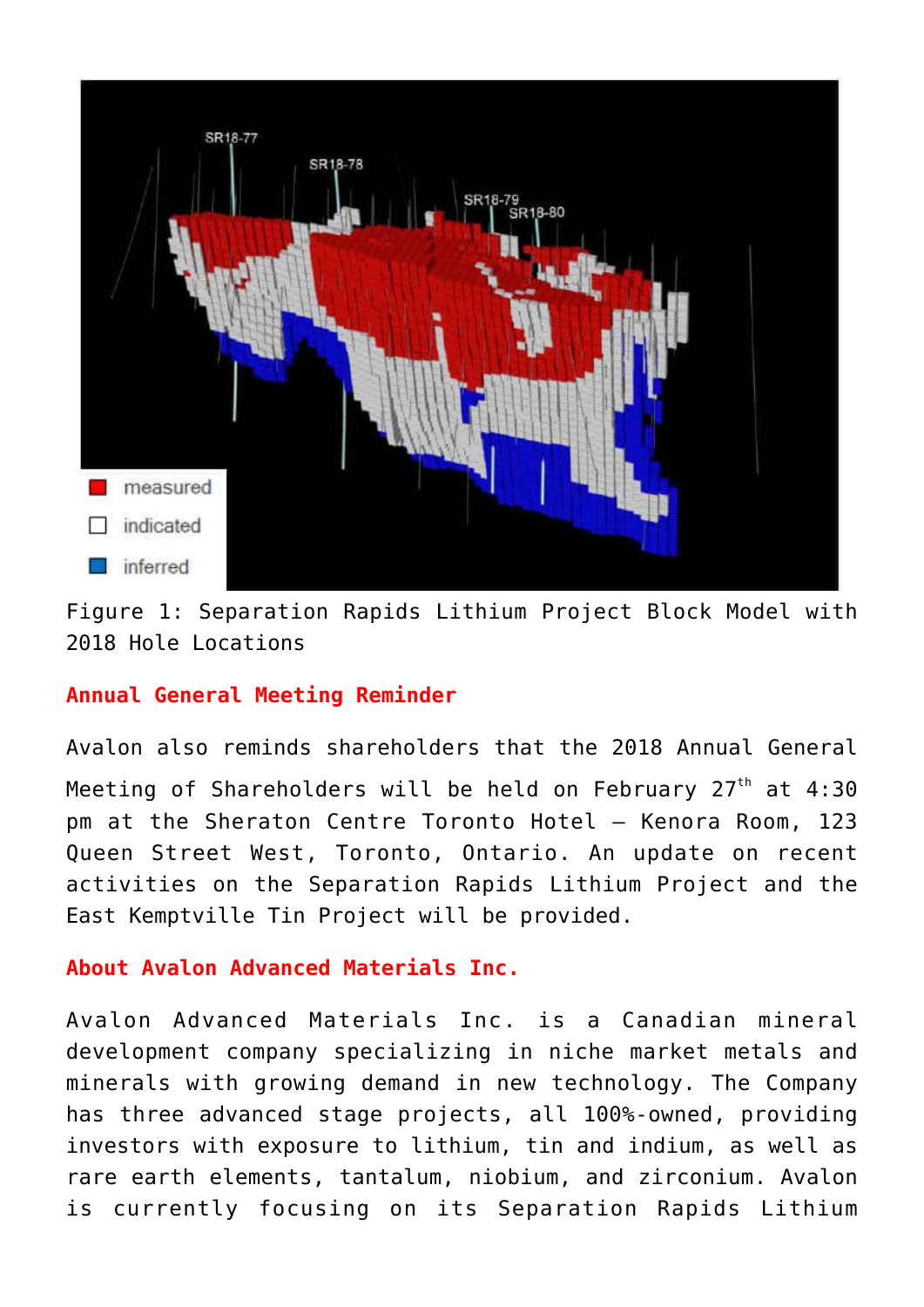Figure 1: Separation Rapids Lithium Project Block Model with 2018 Hole Locations

## Annual General Meeting Reminder

Avalon also reminds shareholders that the 2018 Annual General Meeting of Shareholders will be held on February 27th at 4:30 pm at the Sheraton Centre Toronto Hotel – Kenora Room, 123 Queen Street West, Toronto, Ontario. An update on recent activities on the Separation Rapids Lithium Project and the East Kemptville Tin Project will be provided.

## About Avalon Advanced Materials Inc.

Avalon Advanced Materials Inc. is a Canadian mineral development company specializing in niche market metals and minerals with growing demand in new technology. The Company has three advanced stage projects, all 100%-owned, providing investors with exposure to lithium, tin and indium, as well as rare earth elements, tantalum, niobium, and zirconium. Avalon is currently focusing on its Separation Rapids Lithium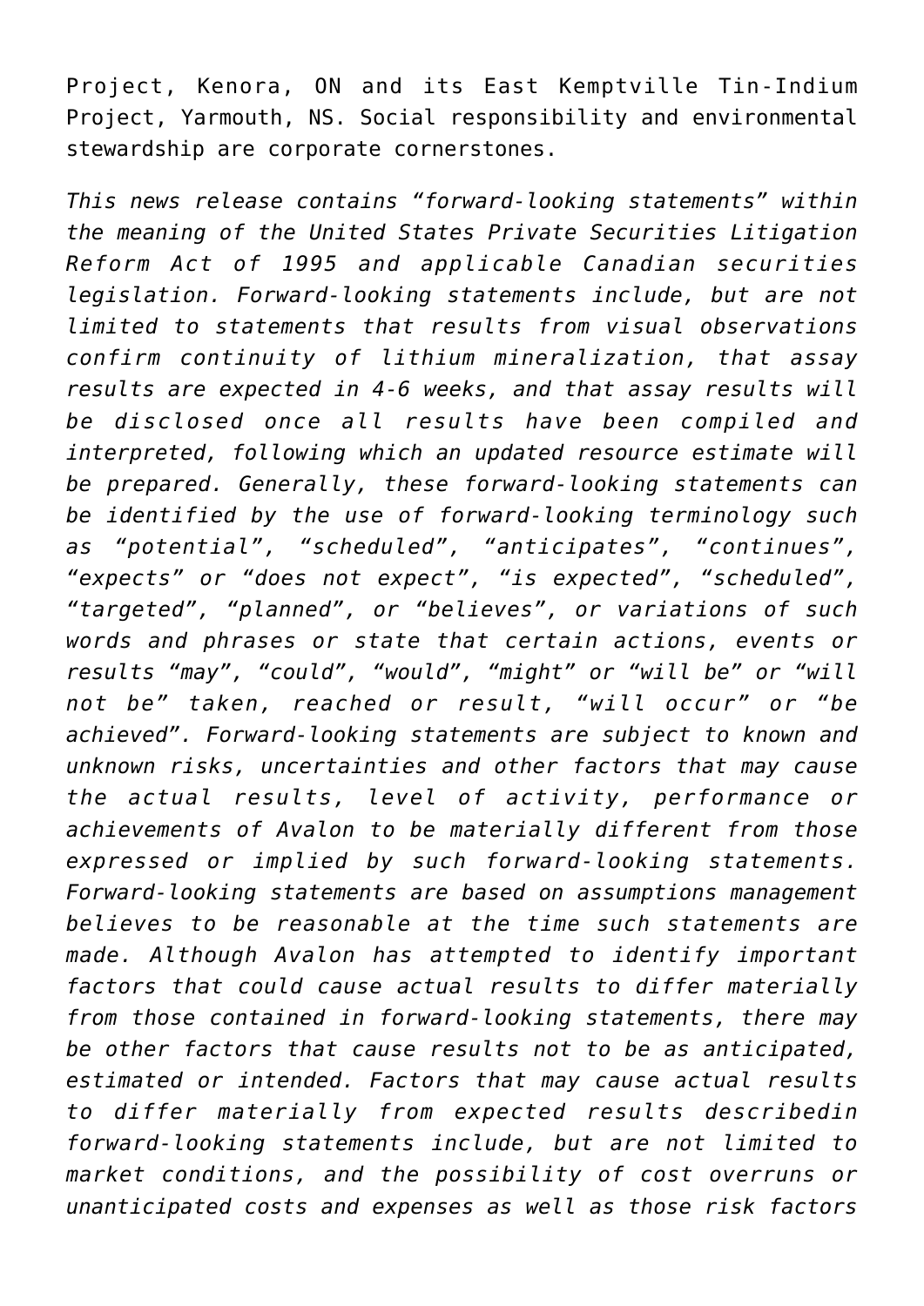Project, Kenora, ON and its East Kemptville Tin-Indium Project, Yarmouth, NS. Social responsibility and environmental stewardship are corporate cornerstones.

*This news release contains "forward-looking statements" within the meaning of the United States Private Securities Litigation Reform Act of 1995 and applicable Canadian securities legislation. Forward-looking statements include, but are not limited to statements that results from visual observations confirm continuity of lithium mineralization, that assay results are expected in 4-6 weeks, and that assay results will be disclosed once all results have been compiled and interpreted, following which an updated resource estimate will be prepared. Generally, these forward-looking statements can be identified by the use of forward-looking terminology such as "potential", "scheduled", "anticipates", "continues", "expects" or "does not expect", "is expected", "scheduled", "targeted", "planned", or "believes", or variations of such words and phrases or state that certain actions, events or results "may", "could", "would", "might" or "will be" or "will not be" taken, reached or result, "will occur" or "be achieved". Forward-looking statements are subject to known and unknown risks, uncertainties and other factors that may cause the actual results, level of activity, performance or achievements of Avalon to be materially different from those expressed or implied by such forward-looking statements. Forward-looking statements are based on assumptions management believes to be reasonable at the time such statements are made. Although Avalon has attempted to identify important factors that could cause actual results to differ materially from those contained in forward-looking statements, there may be other factors that cause results not to be as anticipated, estimated or intended. Factors that may cause actual results to differ materially from expected results describedin forward-looking statements include, but are not limited to market conditions, and the possibility of cost overruns or unanticipated costs and expenses as well as those risk factors*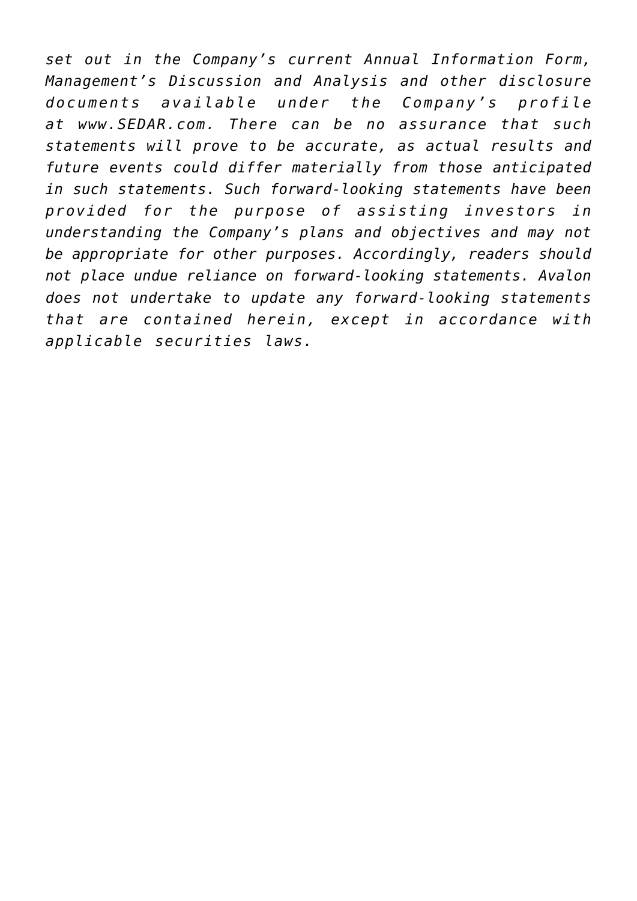*set out in the Company's current Annual Information Form, Management's Discussion and Analysis and other disclosure documents available under the Company's profile at www.SEDAR.com. There can be no assurance that such statements will prove to be accurate, as actual results and future events could differ materially from those anticipated in such statements. Such forward-looking statements have been provided for the purpose of assisting investors in understanding the Company's plans and objectives and may not be appropriate for other purposes. Accordingly, readers should not place undue reliance on forward-looking statements. Avalon does not undertake to update any forward-looking statements that are contained herein, except in accordance with applicable securities laws.*